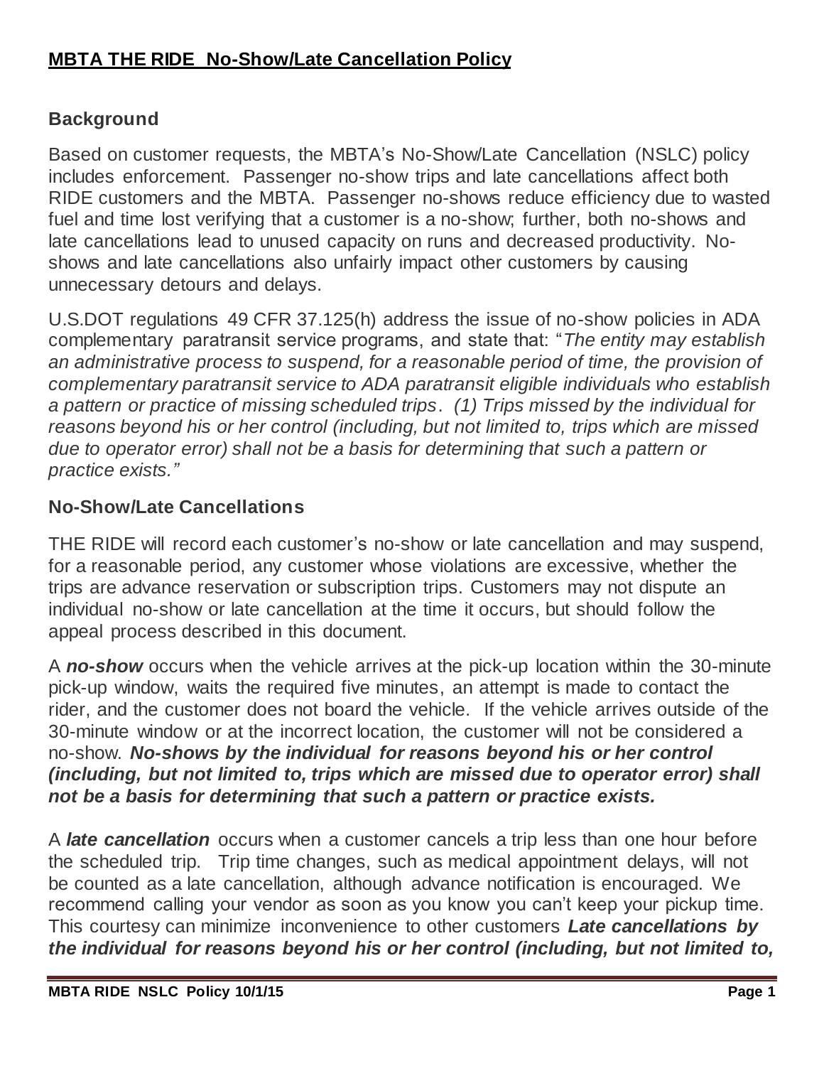# MBTA THE RIDE No-Show/Late Cancellation Policy

## Background

Based on customer requests, the MBTA's No-Show/Late Cancellation (NSLC) policy includes enforcement. Passenger no-show trips and late cancellations affect both RIDE customers and the MBTA. Passenger no-shows reduce efficiency due to wasted fuel and time lost verifying that a customer is a no-show; further, both no-shows and late cancellations lead to unused capacity on runs and decreased productivity. No-shows and late cancellations also unfairly impact other customers by causing unnecessary detours and delays.

U.S.DOT regulations 49 CFR 37.125(h) address the issue of no-show policies in ADA complementary paratransit service programs, and state that: "*The entity may establish an administrative process to suspend, for a reasonable period of time, the provision of complementary paratransit service to ADA paratransit eligible individuals who establish a pattern or practice of missing scheduled trips. (1) Trips missed by the individual for reasons beyond his or her control (including, but not limited to, trips which are missed due to operator error) shall not be a basis for determining that such a pattern or practice exists.*"

## No-Show/Late Cancellations

THE RIDE will record each customer's no-show or late cancellation and may suspend, for a reasonable period, any customer whose violations are excessive, whether the trips are advance reservation or subscription trips. Customers may not dispute an individual no-show or late cancellation at the time it occurs, but should follow the appeal process described in this document.

A ***no-show*** occurs when the vehicle arrives at the pick-up location within the 30-minute pick-up window, waits the required five minutes, an attempt is made to contact the rider, and the customer does not board the vehicle. If the vehicle arrives outside of the 30-minute window or at the incorrect location, the customer will not be considered a no-show. ***No-shows by the individual for reasons beyond his or her control (including, but not limited to, trips which are missed due to operator error) shall not be a basis for determining that such a pattern or practice exists.***

A ***late cancellation*** occurs when a customer cancels a trip less than one hour before the scheduled trip. Trip time changes, such as medical appointment delays, will not be counted as a late cancellation, although advance notification is encouraged. We recommend calling your vendor as soon as you know you can't keep your pickup time. This courtesy can minimize inconvenience to other customers ***Late cancellations by the individual for reasons beyond his or her control (including, but not limited to,***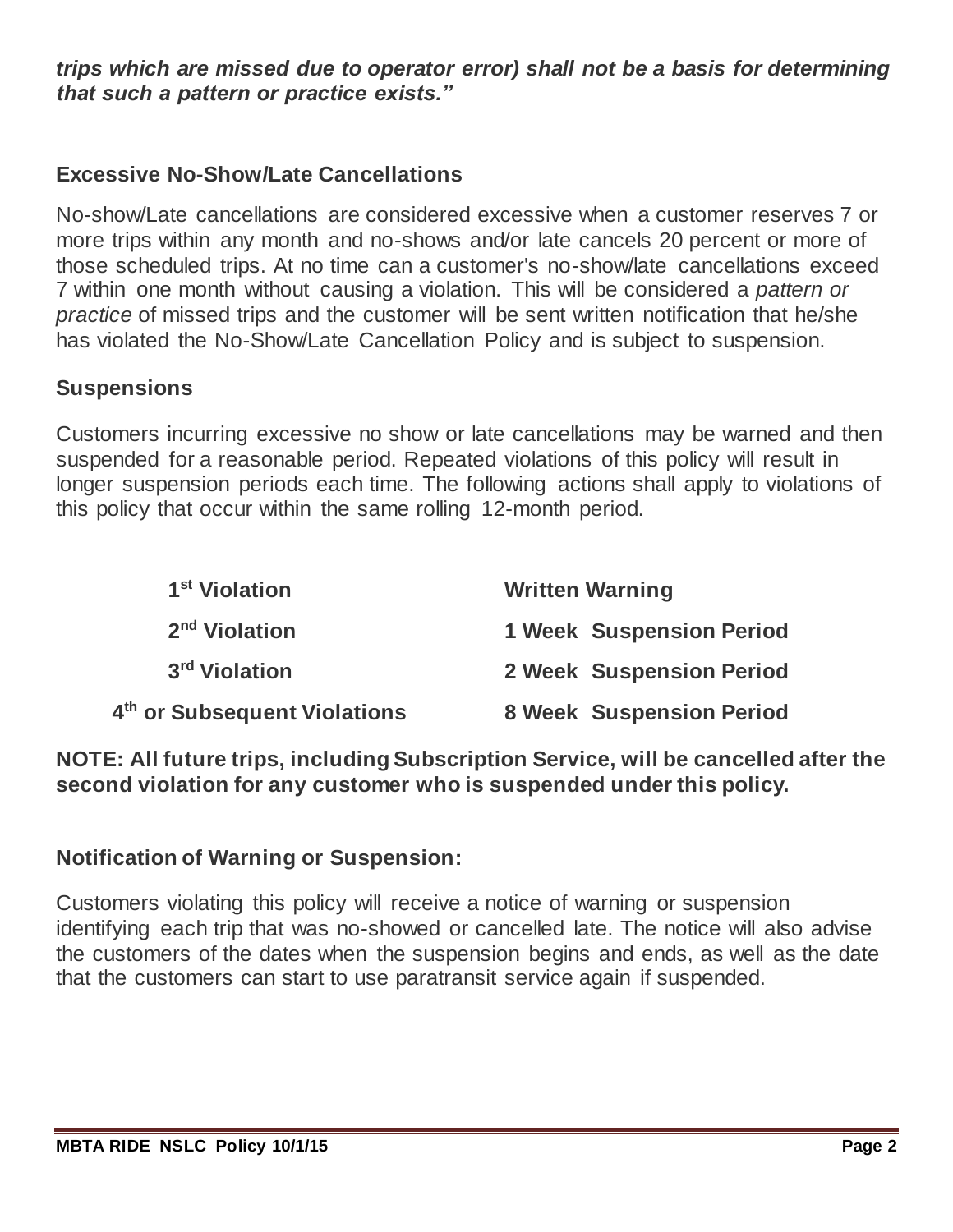***trips which are missed due to operator error) shall not be a basis for determining that such a pattern or practice exists."***

### Excessive No-Show/Late Cancellations

No-show/Late cancellations are considered excessive when a customer reserves 7 or more trips within any month and no-shows and/or late cancels 20 percent or more of those scheduled trips. At no time can a customer's no-show/late cancellations exceed 7 within one month without causing a violation. This will be considered a *pattern or practice* of missed trips and the customer will be sent written notification that he/she has violated the No-Show/Late Cancellation Policy and is subject to suspension.

### Suspensions

Customers incurring excessive no show or late cancellations may be warned and then suspended for a reasonable period. Repeated violations of this policy will result in longer suspension periods each time. The following actions shall apply to violations of this policy that occur within the same rolling 12-month period.

| Violation | Action |
|---|---|
| **1st Violation** | **Written Warning** |
| **2nd Violation** | **1 Week Suspension Period** |
| **3rd Violation** | **2 Week Suspension Period** |
| **4th or Subsequent Violations** | **8 Week Suspension Period** |

**NOTE: All future trips, including Subscription Service, will be cancelled after the second violation for any customer who is suspended under this policy.**

### Notification of Warning or Suspension:

Customers violating this policy will receive a notice of warning or suspension identifying each trip that was no-showed or cancelled late. The notice will also advise the customers of the dates when the suspension begins and ends, as well as the date that the customers can start to use paratransit service again if suspended.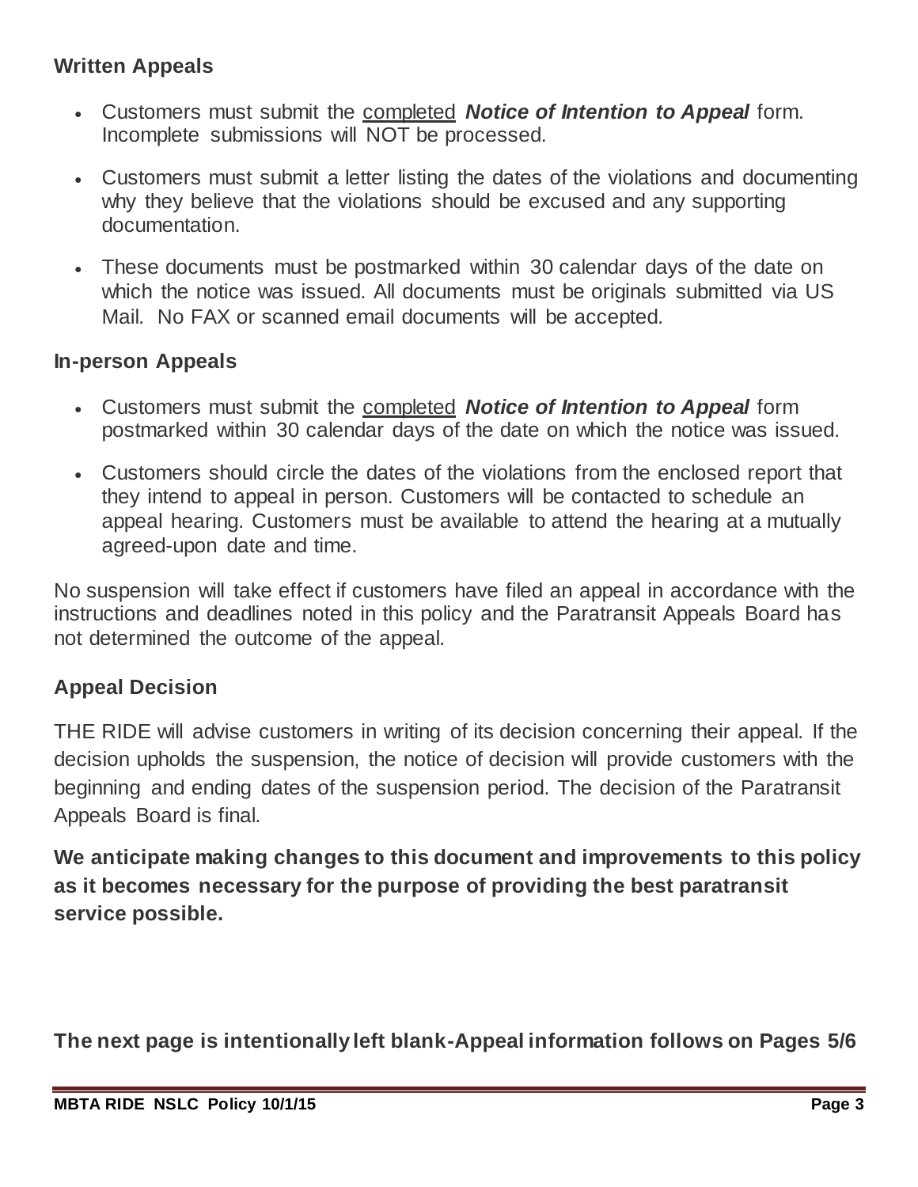### Written Appeals

- Customers must submit the completed ***Notice of Intention to Appeal*** form. Incomplete submissions will NOT be processed.
- Customers must submit a letter listing the dates of the violations and documenting why they believe that the violations should be excused and any supporting documentation.
- These documents must be postmarked within 30 calendar days of the date on which the notice was issued. All documents must be originals submitted via US Mail. No FAX or scanned email documents will be accepted.

### In-person Appeals

- Customers must submit the completed ***Notice of Intention to Appeal*** form postmarked within 30 calendar days of the date on which the notice was issued.
- Customers should circle the dates of the violations from the enclosed report that they intend to appeal in person. Customers will be contacted to schedule an appeal hearing. Customers must be available to attend the hearing at a mutually agreed-upon date and time.

No suspension will take effect if customers have filed an appeal in accordance with the instructions and deadlines noted in this policy and the Paratransit Appeals Board has not determined the outcome of the appeal.

### Appeal Decision

THE RIDE will advise customers in writing of its decision concerning their appeal. If the decision upholds the suspension, the notice of decision will provide customers with the beginning and ending dates of the suspension period. The decision of the Paratransit Appeals Board is final.

**We anticipate making changes to this document and improvements to this policy as it becomes necessary for the purpose of providing the best paratransit service possible.**

**The next page is intentionally left blank-Appeal information follows on Pages 5/6**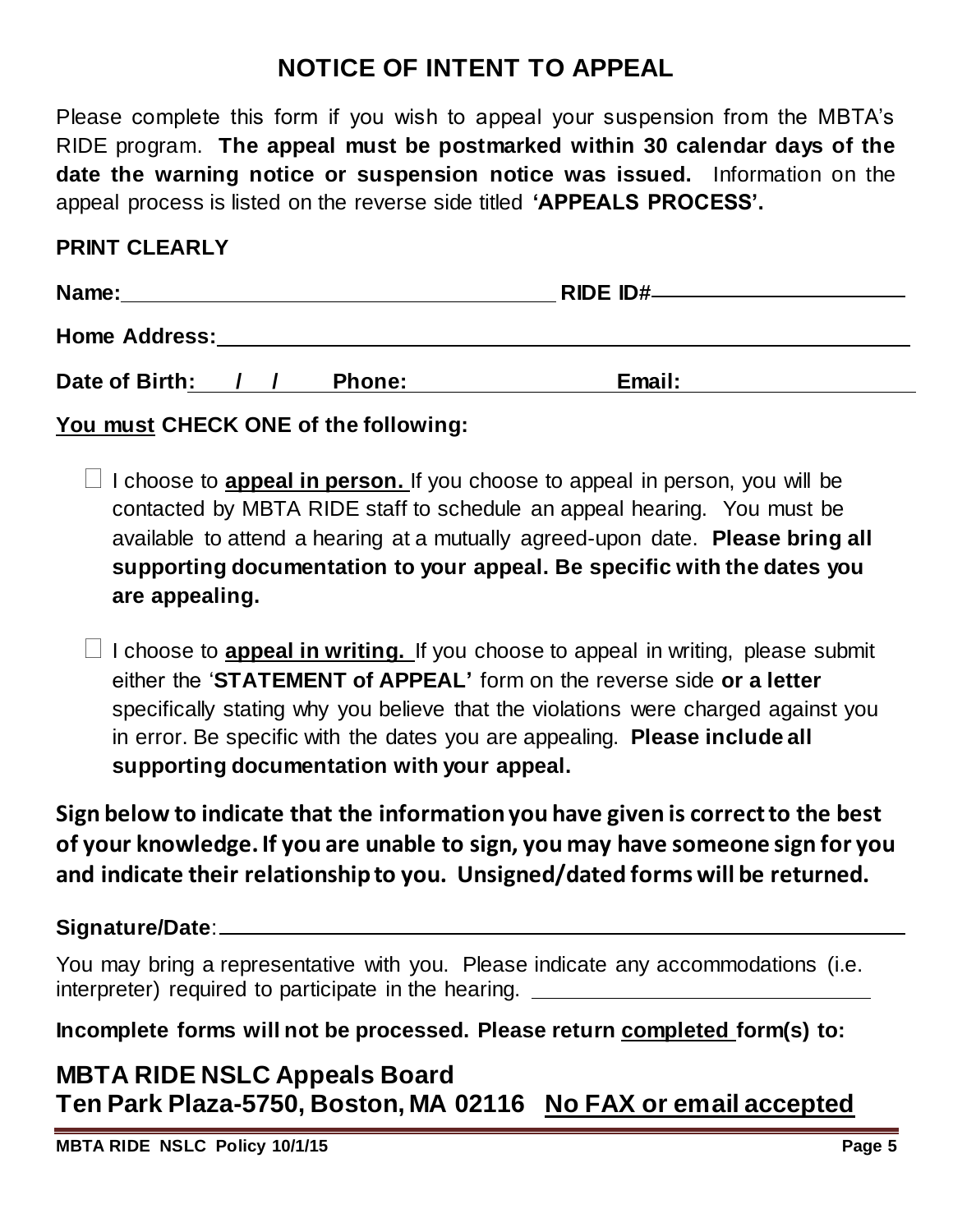# NOTICE OF INTENT TO APPEAL

Please complete this form if you wish to appeal your suspension from the MBTA's RIDE program. **The appeal must be postmarked within 30 calendar days of the date the warning notice or suspension notice was issued.** Information on the appeal process is listed on the reverse side titled **'APPEALS PROCESS'.**

**PRINT CLEARLY**

**Name:**\_\_\_\_\_\_\_\_\_\_\_\_\_\_\_\_\_\_\_\_\_\_\_\_\_\_\_\_\_\_\_\_\_\_\_\_ **RIDE ID#**\_\_\_\_\_\_\_\_\_\_\_\_\_\_\_\_\_\_\_\_\_\_

**Home Address:**\_\_\_\_\_\_\_\_\_\_\_\_\_\_\_\_\_\_\_\_\_\_\_\_\_\_\_\_\_\_\_\_\_\_\_\_\_\_\_\_\_\_\_\_\_\_\_\_\_\_\_\_\_\_\_\_\_\_\_\_

**Date of Birth:** \_\_\_ **/** \_\_\_ **/** \_\_\_ **Phone:** \_\_\_\_\_\_\_\_\_\_\_\_\_\_\_\_\_\_\_\_ **Email:** \_\_\_\_\_\_\_\_\_\_\_\_\_\_\_\_\_\_\_\_\_\_\_\_

**<u>You must</u> CHECK ONE of the following:**

- ☐ I choose to **<u>appeal in person.</u>** If you choose to appeal in person, you will be contacted by MBTA RIDE staff to schedule an appeal hearing. You must be available to attend a hearing at a mutually agreed-upon date. **Please bring all supporting documentation to your appeal. Be specific with the dates you are appealing.**

- ☐ I choose to **<u>appeal in writing.</u>** If you choose to appeal in writing, please submit either the '**STATEMENT of APPEAL'** form on the reverse side **or a letter** specifically stating why you believe that the violations were charged against you in error. Be specific with the dates you are appealing. **Please include all supporting documentation with your appeal.**

**Sign below to indicate that the information you have given is correct to the best of your knowledge. If you are unable to sign, you may have someone sign for you and indicate their relationship to you. Unsigned/dated forms will be returned.**

**Signature/Date**:\_\_\_\_\_\_\_\_\_\_\_\_\_\_\_\_\_\_\_\_\_\_\_\_\_\_\_\_\_\_\_\_\_\_\_\_\_\_\_\_\_\_\_\_\_\_\_\_\_\_\_\_\_\_\_\_\_\_\_\_

You may bring a representative with you. Please indicate any accommodations (i.e. interpreter) required to participate in the hearing. \_\_\_\_\_\_\_\_\_\_\_\_\_\_\_\_\_\_\_\_\_\_\_\_\_\_\_\_\_\_\_\_

**Incomplete forms will not be processed. Please return <u>completed</u> form(s) to:**

## MBTA RIDE NSLC Appeals Board
## Ten Park Plaza-5750, Boston, MA 02116 <u>No FAX or email accepted</u>

**MBTA RIDE NSLC Policy 10/1/15**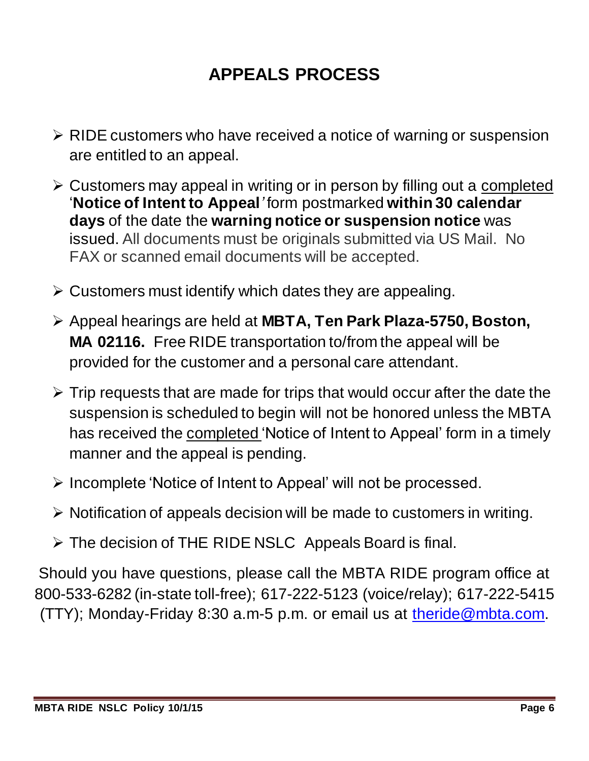# APPEALS PROCESS

- RIDE customers who have received a notice of warning or suspension are entitled to an appeal.
- Customers may appeal in writing or in person by filling out a completed '**Notice of Intent to Appeal**' form postmarked **within 30 calendar days** of the date the **warning notice or suspension notice** was issued. All documents must be originals submitted via US Mail. No FAX or scanned email documents will be accepted.
- Customers must identify which dates they are appealing.
- Appeal hearings are held at **MBTA, Ten Park Plaza-5750, Boston, MA 02116.** Free RIDE transportation to/from the appeal will be provided for the customer and a personal care attendant.
- Trip requests that are made for trips that would occur after the date the suspension is scheduled to begin will not be honored unless the MBTA has received the completed 'Notice of Intent to Appeal' form in a timely manner and the appeal is pending.
- Incomplete 'Notice of Intent to Appeal' will not be processed.
- Notification of appeals decision will be made to customers in writing.
- The decision of THE RIDE NSLC Appeals Board is final.

Should you have questions, please call the MBTA RIDE program office at 800-533-6282 (in-state toll-free); 617-222-5123 (voice/relay); 617-222-5415 (TTY); Monday-Friday 8:30 a.m-5 p.m. or email us at theride@mbta.com.